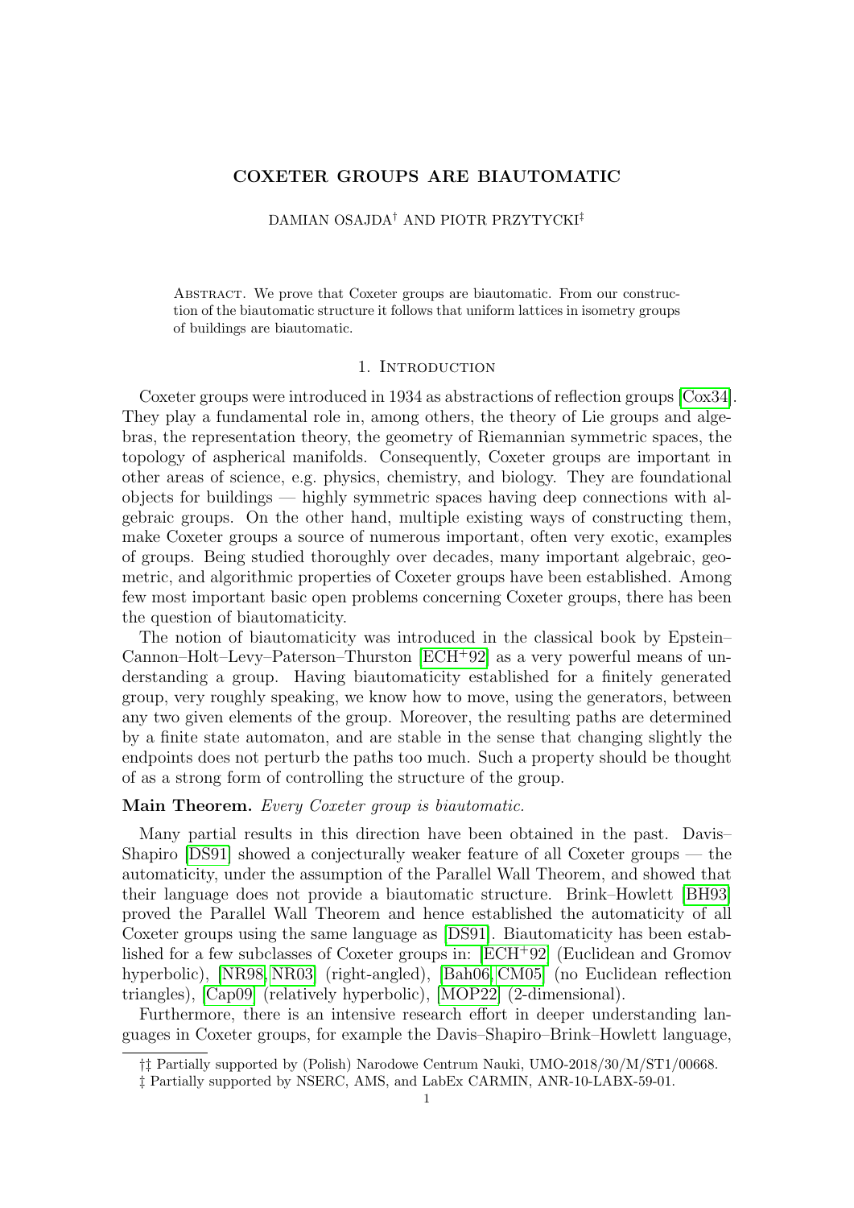# COXETER GROUPS ARE BIAUTOMATIC

DAMIAN OSAJDA† AND PIOTR PRZYTYCKI‡

Abstract. We prove that Coxeter groups are biautomatic. From our construction of the biautomatic structure it follows that uniform lattices in isometry groups of buildings are biautomatic.

## 1. Introduction

Coxeter groups were introduced in 1934 as abstractions of reflection groups [Cox34]. They play a fundamental role in, among others, the theory of Lie groups and algebras, the representation theory, the geometry of Riemannian symmetric spaces, the topology of aspherical manifolds. Consequently, Coxeter groups are important in other areas of science, e.g. physics, chemistry, and biology. They are foundational objects for buildings — highly symmetric spaces having deep connections with algebraic groups. On the other hand, multiple existing ways of constructing them, make Coxeter groups a source of numerous important, often very exotic, examples of groups. Being studied thoroughly over decades, many important algebraic, geometric, and algorithmic properties of Coxeter groups have been established. Among few most important basic open problems concerning Coxeter groups, there has been the question of biautomaticity.

The notion of biautomaticity was introduced in the classical book by Epstein–Cannon–Holt–Levy–Paterson–Thurston [ECH+92] as a very powerful means of understanding a group. Having biautomaticity established for a finitely generated group, very roughly speaking, we know how to move, using the generators, between any two given elements of the group. Moreover, the resulting paths are determined by a finite state automaton, and are stable in the sense that changing slightly the endpoints does not perturb the paths too much. Such a property should be thought of as a strong form of controlling the structure of the group.

**Main Theorem.** *Every Coxeter group is biautomatic.*

Many partial results in this direction have been obtained in the past. Davis–Shapiro [DS91] showed a conjecturally weaker feature of all Coxeter groups — the automaticity, under the assumption of the Parallel Wall Theorem, and showed that their language does not provide a biautomatic structure. Brink–Howlett [BH93] proved the Parallel Wall Theorem and hence established the automaticity of all Coxeter groups using the same language as [DS91]. Biautomaticity has been established for a few subclasses of Coxeter groups in: [ECH+92] (Euclidean and Gromov hyperbolic), [NR98, NR03] (right-angled), [Bah06, CM05] (no Euclidean reflection triangles), [Cap09] (relatively hyperbolic), [MOP22] (2-dimensional).

Furthermore, there is an intensive research effort in deeper understanding languages in Coxeter groups, for example the Davis–Shapiro–Brink–Howlett language,

†‡ Partially supported by (Polish) Narodowe Centrum Nauki, UMO-2018/30/M/ST1/00668.

‡ Partially supported by NSERC, AMS, and LabEx CARMIN, ANR-10-LABX-59-01.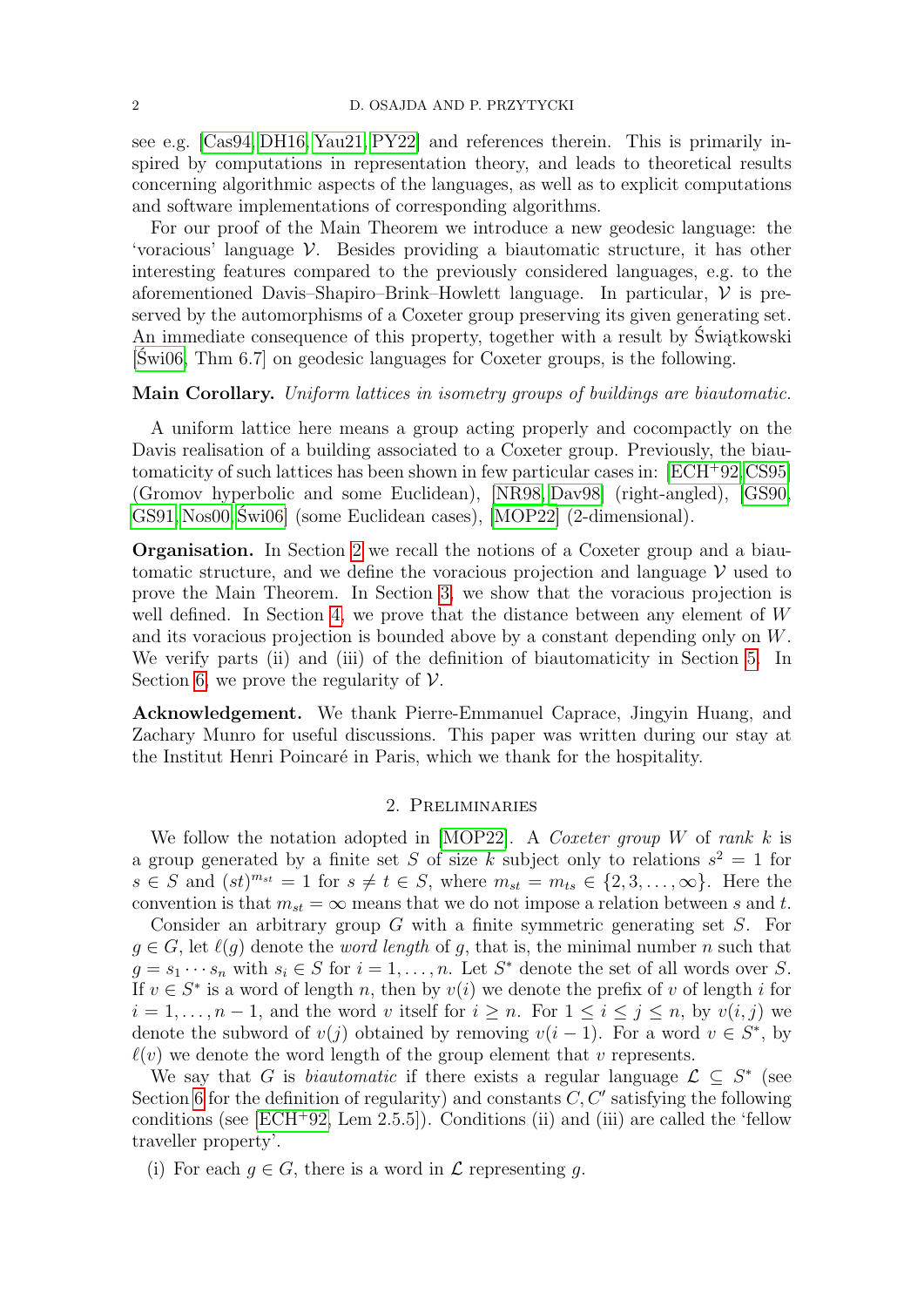see e.g. [Cas94, DH16, Yau21, PY22] and references therein. This is primarily inspired by computations in representation theory, and leads to theoretical results concerning algorithmic aspects of the languages, as well as to explicit computations and software implementations of corresponding algorithms.

For our proof of the Main Theorem we introduce a new geodesic language: the 'voracious' language $\mathcal{V}$. Besides providing a biautomatic structure, it has other interesting features compared to the previously considered languages, e.g. to the aforementioned Davis–Shapiro–Brink–Howlett language. In particular, $\mathcal{V}$ is preserved by the automorphisms of a Coxeter group preserving its given generating set. An immediate consequence of this property, together with a result by Świątkowski [Świ06, Thm 6.7] on geodesic languages for Coxeter groups, is the following.

**Main Corollary.** *Uniform lattices in isometry groups of buildings are biautomatic.*

A uniform lattice here means a group acting properly and cocompactly on the Davis realisation of a building associated to a Coxeter group. Previously, the biautomaticity of such lattices has been shown in few particular cases in: [ECH+92, CS95] (Gromov hyperbolic and some Euclidean), [NR98, Dav98] (right-angled), [GS90, GS91, Nos00, Świ06] (some Euclidean cases), [MOP22] (2-dimensional).

**Organisation.** In Section 2 we recall the notions of a Coxeter group and a biautomatic structure, and we define the voracious projection and language $\mathcal{V}$ used to prove the Main Theorem. In Section 3, we show that the voracious projection is well defined. In Section 4, we prove that the distance between any element of $W$ and its voracious projection is bounded above by a constant depending only on $W$. We verify parts (ii) and (iii) of the definition of biautomaticity in Section 5. In Section 6, we prove the regularity of $\mathcal{V}$.

**Acknowledgement.** We thank Pierre-Emmanuel Caprace, Jingyin Huang, and Zachary Munro for useful discussions. This paper was written during our stay at the Institut Henri Poincaré in Paris, which we thank for the hospitality.

## 2. Preliminaries

We follow the notation adopted in [MOP22]. A *Coxeter group* $W$ of *rank* $k$ is a group generated by a finite set $S$ of size $k$ subject only to relations $s^2 = 1$ for $s \in S$ and $(st)^{m_{st}} = 1$ for $s \neq t \in S$, where $m_{st} = m_{ts} \in \{2, 3, \ldots, \infty\}$. Here the convention is that $m_{st} = \infty$ means that we do not impose a relation between $s$ and $t$.

Consider an arbitrary group $G$ with a finite symmetric generating set $S$. For $g \in G$, let $\ell(g)$ denote the *word length* of $g$, that is, the minimal number $n$ such that $g = s_1 \cdots s_n$ with $s_i \in S$ for $i = 1, \ldots, n$. Let $S^*$ denote the set of all words over $S$. If $v \in S^*$ is a word of length $n$, then by $v(i)$ we denote the prefix of $v$ of length $i$ for $i = 1, \ldots, n-1$, and the word $v$ itself for $i \geq n$. For $1 \leq i \leq j \leq n$, by $v(i, j)$ we denote the subword of $v(j)$ obtained by removing $v(i-1)$. For a word $v \in S^*$, by $\ell(v)$ we denote the word length of the group element that $v$ represents.

We say that $G$ is *biautomatic* if there exists a regular language $\mathcal{L} \subseteq S^*$ (see Section 6 for the definition of regularity) and constants $C, C'$ satisfying the following conditions (see [ECH+92, Lem 2.5.5]). Conditions (ii) and (iii) are called the 'fellow traveller property'.

(i) For each $g \in G$, there is a word in $\mathcal{L}$ representing $g$.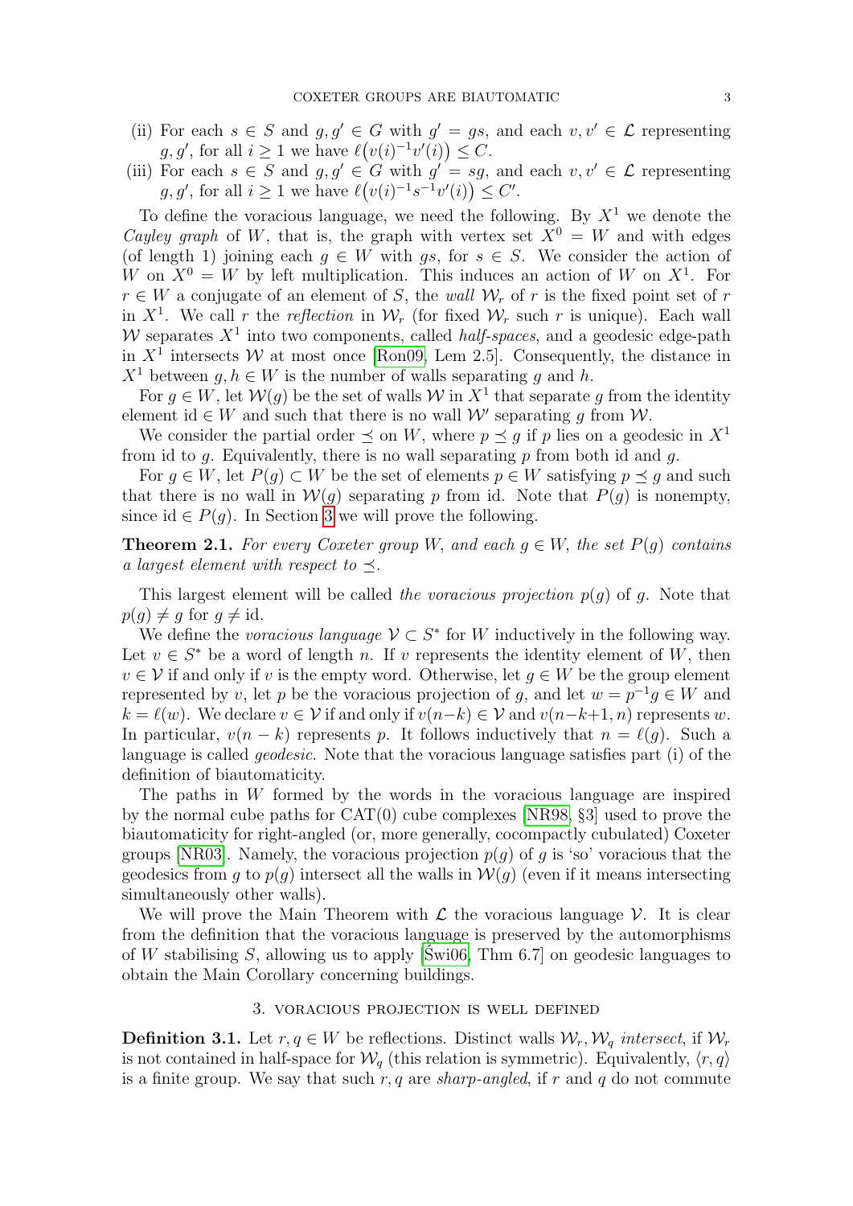(ii) For each $s \in S$ and $g, g' \in G$ with $g' = gs$, and each $v, v' \in \mathcal{L}$ representing $g, g'$, for all $i \geq 1$ we have $\ell\big(v(i)^{-1}v'(i)\big) \leq C$.

(iii) For each $s \in S$ and $g, g' \in G$ with $g' = sg$, and each $v, v' \in \mathcal{L}$ representing $g, g'$, for all $i \geq 1$ we have $\ell\big(v(i)^{-1}s^{-1}v'(i)\big) \leq C'$.

To define the voracious language, we need the following. By $X^1$ we denote the *Cayley graph* of $W$, that is, the graph with vertex set $X^0 = W$ and with edges (of length 1) joining each $g \in W$ with $gs$, for $s \in S$. We consider the action of $W$ on $X^0 = W$ by left multiplication. This induces an action of $W$ on $X^1$. For $r \in W$ a conjugate of an element of $S$, the *wall* $\mathcal{W}_r$ of $r$ is the fixed point set of $r$ in $X^1$. We call $r$ the *reflection* in $\mathcal{W}_r$ (for fixed $\mathcal{W}_r$ such $r$ is unique). Each wall $\mathcal{W}$ separates $X^1$ into two components, called *half-spaces*, and a geodesic edge-path in $X^1$ intersects $\mathcal{W}$ at most once [Ron09, Lem 2.5]. Consequently, the distance in $X^1$ between $g, h \in W$ is the number of walls separating $g$ and $h$.

For $g \in W$, let $\mathcal{W}(g)$ be the set of walls $\mathcal{W}$ in $X^1$ that separate $g$ from the identity element id $\in W$ and such that there is no wall $\mathcal{W}'$ separating $g$ from $\mathcal{W}$.

We consider the partial order $\preceq$ on $W$, where $p \preceq g$ if $p$ lies on a geodesic in $X^1$ from id to $g$. Equivalently, there is no wall separating $p$ from both id and $g$.

For $g \in W$, let $P(g) \subset W$ be the set of elements $p \in W$ satisfying $p \preceq g$ and such that there is no wall in $\mathcal{W}(g)$ separating $p$ from id. Note that $P(g)$ is nonempty, since id $\in P(g)$. In Section 3 we will prove the following.

**Theorem 2.1.** *For every Coxeter group $W$, and each $g \in W$, the set $P(g)$ contains a largest element with respect to $\preceq$.*

This largest element will be called *the voracious projection* $p(g)$ of $g$. Note that $p(g) \neq g$ for $g \neq$ id.

We define the *voracious language* $\mathcal{V} \subset S^*$ for $W$ inductively in the following way. Let $v \in S^*$ be a word of length $n$. If $v$ represents the identity element of $W$, then $v \in \mathcal{V}$ if and only if $v$ is the empty word. Otherwise, let $g \in W$ be the group element represented by $v$, let $p$ be the voracious projection of $g$, and let $w = p^{-1}g \in W$ and $k = \ell(w)$. We declare $v \in \mathcal{V}$ if and only if $v(n-k) \in \mathcal{V}$ and $v(n-k+1, n)$ represents $w$. In particular, $v(n-k)$ represents $p$. It follows inductively that $n = \ell(g)$. Such a language is called *geodesic*. Note that the voracious language satisfies part (i) of the definition of biautomaticity.

The paths in $W$ formed by the words in the voracious language are inspired by the normal cube paths for CAT(0) cube complexes [NR98, §3] used to prove the biautomaticity for right-angled (or, more generally, cocompactly cubulated) Coxeter groups [NR03]. Namely, the voracious projection $p(g)$ of $g$ is 'so' voracious that the geodesics from $g$ to $p(g)$ intersect all the walls in $\mathcal{W}(g)$ (even if it means intersecting simultaneously other walls).

We will prove the Main Theorem with $\mathcal{L}$ the voracious language $\mathcal{V}$. It is clear from the definition that the voracious language is preserved by the automorphisms of $W$ stabilising $S$, allowing us to apply [Świ06, Thm 6.7] on geodesic languages to obtain the Main Corollary concerning buildings.

## 3. Voracious projection is well defined

**Definition 3.1.** Let $r, q \in W$ be reflections. Distinct walls $\mathcal{W}_r, \mathcal{W}_q$ *intersect*, if $\mathcal{W}_r$ is not contained in half-space for $\mathcal{W}_q$ (this relation is symmetric). Equivalently, $\langle r, q\rangle$ is a finite group. We say that such $r, q$ are *sharp-angled*, if $r$ and $q$ do not commute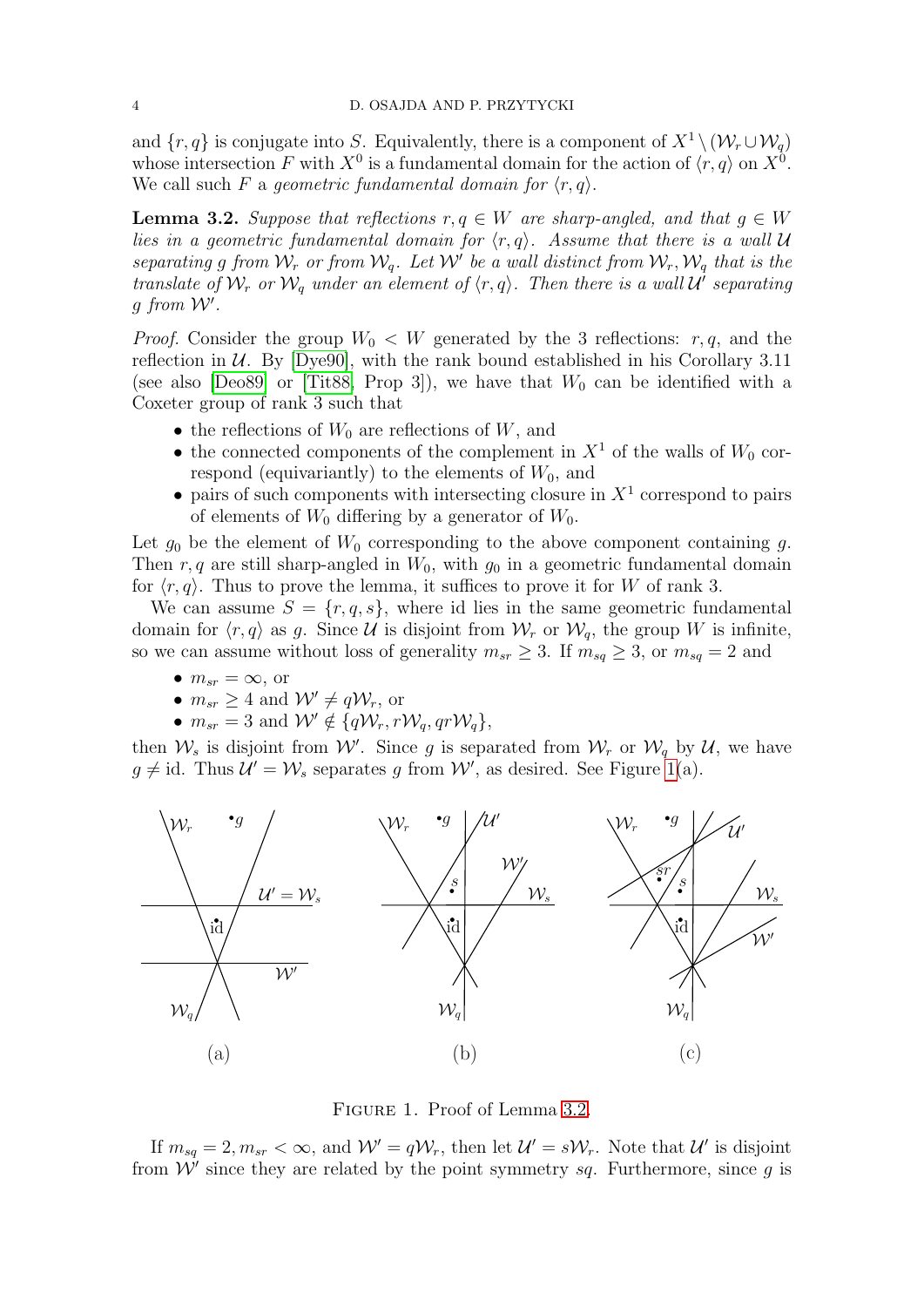and $\{r, q\}$ is conjugate into $S$. Equivalently, there is a component of $X^1 \setminus (\mathcal{W}_r \cup \mathcal{W}_q)$ whose intersection $F$ with $X^0$ is a fundamental domain for the action of $\langle r, q\rangle$ on $X^0$. We call such $F$ a *geometric fundamental domain for* $\langle r, q\rangle$.

**Lemma 3.2.** *Suppose that reflections $r, q \in W$ are sharp-angled, and that $g \in W$ lies in a geometric fundamental domain for $\langle r, q\rangle$. Assume that there is a wall $\mathcal{U}$ separating $g$ from $\mathcal{W}_r$ or from $\mathcal{W}_q$. Let $\mathcal{W}'$ be a wall distinct from $\mathcal{W}_r, \mathcal{W}_q$ that is the translate of $\mathcal{W}_r$ or $\mathcal{W}_q$ under an element of $\langle r, q\rangle$. Then there is a wall $\mathcal{U}'$ separating $g$ from $\mathcal{W}'$.*

*Proof.* Consider the group $W_0 < W$ generated by the 3 reflections: $r, q$, and the reflection in $\mathcal{U}$. By [Dye90], with the rank bound established in his Corollary 3.11 (see also [Deo89] or [Tit88, Prop 3]), we have that $W_0$ can be identified with a Coxeter group of rank 3 such that

- the reflections of $W_0$ are reflections of $W$, and
- the connected components of the complement in $X^1$ of the walls of $W_0$ correspond (equivariantly) to the elements of $W_0$, and
- pairs of such components with intersecting closure in $X^1$ correspond to pairs of elements of $W_0$ differing by a generator of $W_0$.

Let $g_0$ be the element of $W_0$ corresponding to the above component containing $g$. Then $r, q$ are still sharp-angled in $W_0$, with $g_0$ in a geometric fundamental domain for $\langle r, q\rangle$. Thus to prove the lemma, it suffices to prove it for $W$ of rank 3.

We can assume $S = \{r, q, s\}$, where id lies in the same geometric fundamental domain for $\langle r, q\rangle$ as $g$. Since $\mathcal{U}$ is disjoint from $\mathcal{W}_r$ or $\mathcal{W}_q$, the group $W$ is infinite, so we can assume without loss of generality $m_{sr} \geq 3$. If $m_{sq} \geq 3$, or $m_{sq} = 2$ and

- $m_{sr} = \infty$, or
- $m_{sr} \geq 4$ and $\mathcal{W}' \neq q\mathcal{W}_r$, or
- $m_{sr} = 3$ and $\mathcal{W}' \notin \{q\mathcal{W}_r, r\mathcal{W}_q, qr\mathcal{W}_q\}$,

then $\mathcal{W}_s$ is disjoint from $\mathcal{W}'$. Since $g$ is separated from $\mathcal{W}_r$ or $\mathcal{W}_q$ by $\mathcal{U}$, we have $g \neq \text{id}$. Thus $\mathcal{U}' = \mathcal{W}_s$ separates $g$ from $\mathcal{W}'$, as desired. See Figure 1(a).

FIGURE 1. Proof of Lemma 3.2.

If $m_{sq} = 2, m_{sr} < \infty$, and $\mathcal{W}' = q\mathcal{W}_r$, then let $\mathcal{U}' = s\mathcal{W}_r$. Note that $\mathcal{U}'$ is disjoint from $\mathcal{W}'$ since they are related by the point symmetry $sq$. Furthermore, since $g$ is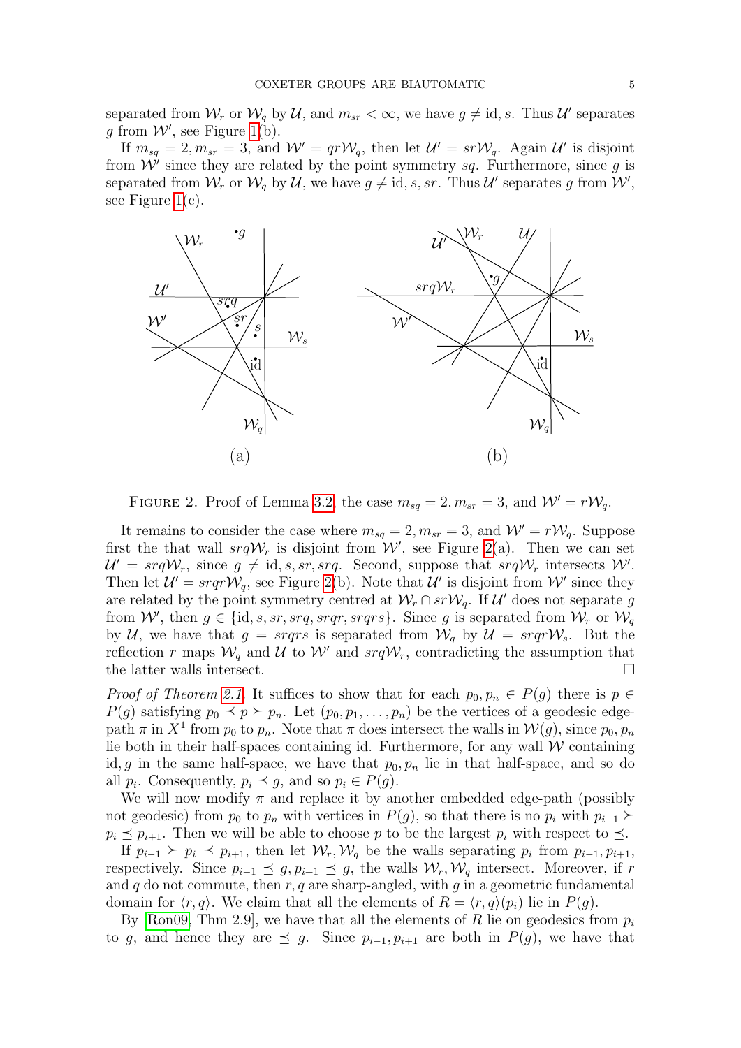separated from $\mathcal{W}_r$ or $\mathcal{W}_q$ by $\mathcal{U}$, and $m_{sr} < \infty$, we have $g \neq \mathrm{id}, s$. Thus $\mathcal{U}'$ separates $g$ from $\mathcal{W}'$, see Figure 1(b).

If $m_{sq} = 2, m_{sr} = 3$, and $\mathcal{W}' = qr\mathcal{W}_q$, then let $\mathcal{U}' = sr\mathcal{W}_q$. Again $\mathcal{U}'$ is disjoint from $\mathcal{W}'$ since they are related by the point symmetry $sq$. Furthermore, since $g$ is separated from $\mathcal{W}_r$ or $\mathcal{W}_q$ by $\mathcal{U}$, we have $g \neq \mathrm{id}, s, sr$. Thus $\mathcal{U}'$ separates $g$ from $\mathcal{W}'$, see Figure 1(c).

Figure 2. Proof of Lemma 3.2, the case $m_{sq} = 2, m_{sr} = 3$, and $\mathcal{W}' = r\mathcal{W}_q$.

It remains to consider the case where $m_{sq} = 2, m_{sr} = 3$, and $\mathcal{W}' = r\mathcal{W}_q$. Suppose first the that wall $srq\mathcal{W}_r$ is disjoint from $\mathcal{W}'$, see Figure 2(a). Then we can set $\mathcal{U}' = srq\mathcal{W}_r$, since $g \neq \mathrm{id}, s, sr, srq$. Second, suppose that $srq\mathcal{W}_r$ intersects $\mathcal{W}'$. Then let $\mathcal{U}' = srqr\mathcal{W}_q$, see Figure 2(b). Note that $\mathcal{U}'$ is disjoint from $\mathcal{W}'$ since they are related by the point symmetry centred at $\mathcal{W}_r \cap sr\mathcal{W}_q$. If $\mathcal{U}'$ does not separate $g$ from $\mathcal{W}'$, then $g \in \{\mathrm{id}, s, sr, srq, srqr, srqrs\}$. Since $g$ is separated from $\mathcal{W}_r$ or $\mathcal{W}_q$ by $\mathcal{U}$, we have that $g = srqrs$ is separated from $\mathcal{W}_q$ by $\mathcal{U} = srqr\mathcal{W}_s$. But the reflection $r$ maps $\mathcal{W}_q$ and $\mathcal{U}$ to $\mathcal{W}'$ and $srq\mathcal{W}_r$, contradicting the assumption that the latter walls intersect. □

*Proof of Theorem 2.1.* It suffices to show that for each $p_0, p_n \in P(g)$ there is $p \in P(g)$ satisfying $p_0 \preceq p \succeq p_n$. Let $(p_0, p_1, \ldots, p_n)$ be the vertices of a geodesic edge-path $\pi$ in $X^1$ from $p_0$ to $p_n$. Note that $\pi$ does intersect the walls in $\mathcal{W}(g)$, since $p_0, p_n$ lie both in their half-spaces containing id. Furthermore, for any wall $\mathcal{W}$ containing id, $g$ in the same half-space, we have that $p_0, p_n$ lie in that half-space, and so do all $p_i$. Consequently, $p_i \preceq g$, and so $p_i \in P(g)$.

We will now modify $\pi$ and replace it by another embedded edge-path (possibly not geodesic) from $p_0$ to $p_n$ with vertices in $P(g)$, so that there is no $p_i$ with $p_{i-1} \succeq p_i \preceq p_{i+1}$. Then we will be able to choose $p$ to be the largest $p_i$ with respect to $\preceq$.

If $p_{i-1} \succeq p_i \preceq p_{i+1}$, then let $\mathcal{W}_r, \mathcal{W}_q$ be the walls separating $p_i$ from $p_{i-1}, p_{i+1}$, respectively. Since $p_{i-1} \preceq g, p_{i+1} \preceq g$, the walls $\mathcal{W}_r, \mathcal{W}_q$ intersect. Moreover, if $r$ and $q$ do not commute, then $r, q$ are sharp-angled, with $g$ in a geometric fundamental domain for $\langle r, q\rangle$. We claim that all the elements of $R = \langle r, q\rangle(p_i)$ lie in $P(g)$.

By [Ron09, Thm 2.9], we have that all the elements of $R$ lie on geodesics from $p_i$ to $g$, and hence they are $\preceq g$. Since $p_{i-1}, p_{i+1}$ are both in $P(g)$, we have that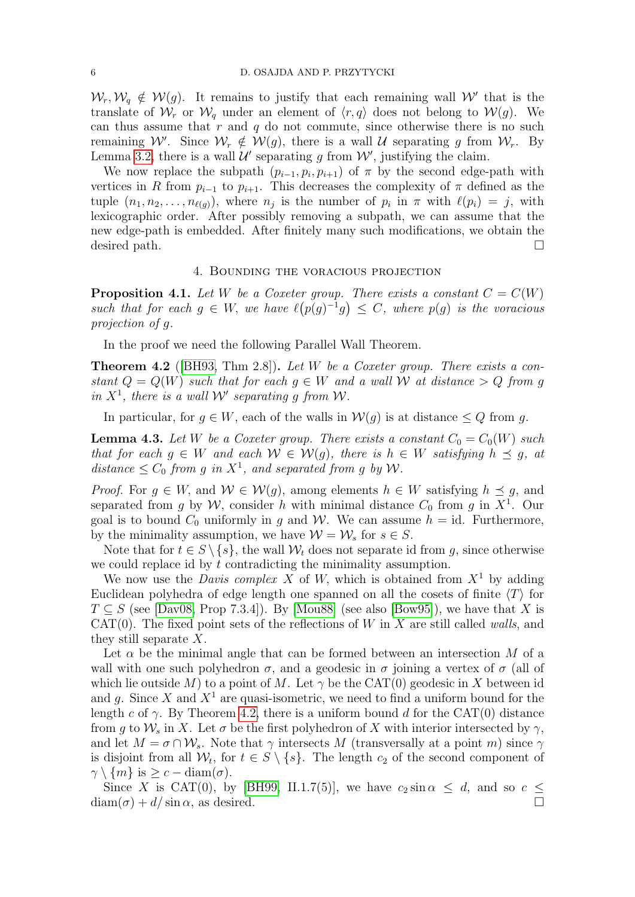$\mathcal{W}_r, \mathcal{W}_q \notin \mathcal{W}(g)$. It remains to justify that each remaining wall $\mathcal{W}'$ that is the translate of $\mathcal{W}_r$ or $\mathcal{W}_q$ under an element of $\langle r, q\rangle$ does not belong to $\mathcal{W}(g)$. We can thus assume that $r$ and $q$ do not commute, since otherwise there is no such remaining $\mathcal{W}'$. Since $\mathcal{W}_r \notin \mathcal{W}(g)$, there is a wall $\mathcal{U}$ separating $g$ from $\mathcal{W}_r$. By Lemma 3.2, there is a wall $\mathcal{U}'$ separating $g$ from $\mathcal{W}'$, justifying the claim.

We now replace the subpath $(p_{i-1}, p_i, p_{i+1})$ of $\pi$ by the second edge-path with vertices in $R$ from $p_{i-1}$ to $p_{i+1}$. This decreases the complexity of $\pi$ defined as the tuple $(n_1, n_2, \ldots, n_{\ell(g)})$, where $n_j$ is the number of $p_i$ in $\pi$ with $\ell(p_i) = j$, with lexicographic order. After possibly removing a subpath, we can assume that the new edge-path is embedded. After finitely many such modifications, we obtain the desired path. □

## 4. Bounding the voracious projection

**Proposition 4.1.** *Let $W$ be a Coxeter group. There exists a constant $C = C(W)$ such that for each $g \in W$, we have $\ell\big(p(g)^{-1}g\big) \leq C$, where $p(g)$ is the voracious projection of $g$.*

In the proof we need the following Parallel Wall Theorem.

**Theorem 4.2** ([BH93, Thm 2.8]). *Let $W$ be a Coxeter group. There exists a constant $Q = Q(W)$ such that for each $g \in W$ and a wall $\mathcal{W}$ at distance $> Q$ from $g$ in $X^1$, there is a wall $\mathcal{W}'$ separating $g$ from $\mathcal{W}$.*

In particular, for $g \in W$, each of the walls in $\mathcal{W}(g)$ is at distance $\leq Q$ from $g$.

**Lemma 4.3.** *Let $W$ be a Coxeter group. There exists a constant $C_0 = C_0(W)$ such that for each $g \in W$ and each $\mathcal{W} \in \mathcal{W}(g)$, there is $h \in W$ satisfying $h \preceq g$, at distance $\leq C_0$ from $g$ in $X^1$, and separated from $g$ by $\mathcal{W}$.*

*Proof.* For $g \in W$, and $\mathcal{W} \in \mathcal{W}(g)$, among elements $h \in W$ satisfying $h \preceq g$, and separated from $g$ by $\mathcal{W}$, consider $h$ with minimal distance $C_0$ from $g$ in $X^1$. Our goal is to bound $C_0$ uniformly in $g$ and $\mathcal{W}$. We can assume $h = \mathrm{id}$. Furthermore, by the minimality assumption, we have $\mathcal{W} = \mathcal{W}_s$ for $s \in S$.

Note that for $t \in S \setminus \{s\}$, the wall $\mathcal{W}_t$ does not separate id from $g$, since otherwise we could replace id by $t$ contradicting the minimality assumption.

We now use the *Davis complex* $X$ of $W$, which is obtained from $X^1$ by adding Euclidean polyhedra of edge length one spanned on all the cosets of finite $\langle T\rangle$ for $T \subseteq S$ (see [Dav08, Prop 7.3.4]). By [Mou88] (see also [Bow95]), we have that $X$ is CAT(0). The fixed point sets of the reflections of $W$ in $X$ are still called *walls*, and they still separate $X$.

Let $\alpha$ be the minimal angle that can be formed between an intersection $M$ of a wall with one such polyhedron $\sigma$, and a geodesic in $\sigma$ joining a vertex of $\sigma$ (all of which lie outside $M$) to a point of $M$. Let $\gamma$ be the CAT(0) geodesic in $X$ between id and $g$. Since $X$ and $X^1$ are quasi-isometric, we need to find a uniform bound for the length $c$ of $\gamma$. By Theorem 4.2, there is a uniform bound $d$ for the CAT(0) distance from $g$ to $\mathcal{W}_s$ in $X$. Let $\sigma$ be the first polyhedron of $X$ with interior intersected by $\gamma$, and let $M = \sigma \cap \mathcal{W}_s$. Note that $\gamma$ intersects $M$ (transversally at a point $m$) since $\gamma$ is disjoint from all $\mathcal{W}_t$, for $t \in S \setminus \{s\}$. The length $c_2$ of the second component of $\gamma \setminus \{m\}$ is $\geq c - \mathrm{diam}(\sigma)$.

Since $X$ is CAT(0), by [BH99, II.1.7(5)], we have $c_2 \sin\alpha \leq d$, and so $c \leq \mathrm{diam}(\sigma) + d/\sin\alpha$, as desired. □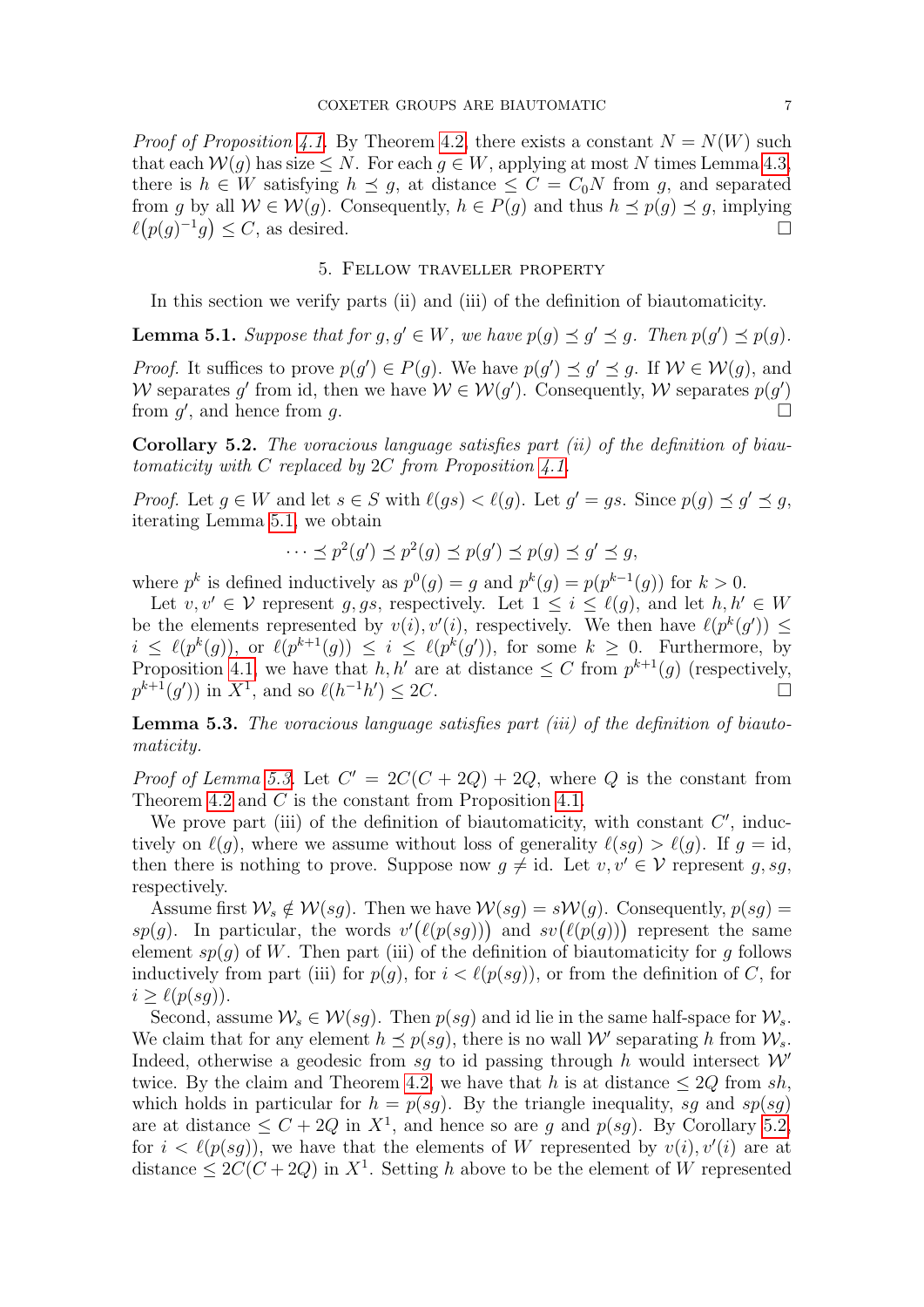*Proof of Proposition 4.1.* By Theorem 4.2, there exists a constant $N = N(W)$ such that each $\mathcal{W}(g)$ has size $\leq N$. For each $g \in W$, applying at most $N$ times Lemma 4.3, there is $h \in W$ satisfying $h \preceq g$, at distance $\leq C = C_0 N$ from $g$, and separated from $g$ by all $\mathcal{W} \in \mathcal{W}(g)$. Consequently, $h \in P(g)$ and thus $h \preceq p(g) \preceq g$, implying $\ell\big(p(g)^{-1}g\big) \leq C$, as desired. □

## 5. Fellow traveller property

In this section we verify parts (ii) and (iii) of the definition of biautomaticity.

**Lemma 5.1.** *Suppose that for $g, g' \in W$, we have $p(g) \preceq g' \preceq g$. Then $p(g') \preceq p(g)$.*

*Proof.* It suffices to prove $p(g') \in P(g)$. We have $p(g') \preceq g' \preceq g$. If $\mathcal{W} \in \mathcal{W}(g)$, and $\mathcal{W}$ separates $g'$ from id, then we have $\mathcal{W} \in \mathcal{W}(g')$. Consequently, $\mathcal{W}$ separates $p(g')$ from $g'$, and hence from $g$. □

**Corollary 5.2.** *The voracious language satisfies part (ii) of the definition of biautomaticity with $C$ replaced by $2C$ from Proposition 4.1.*

*Proof.* Let $g \in W$ and let $s \in S$ with $\ell(gs) < \ell(g)$. Let $g' = gs$. Since $p(g) \preceq g' \preceq g$, iterating Lemma 5.1, we obtain

$$\cdots \preceq p^2(g') \preceq p^2(g) \preceq p(g') \preceq p(g) \preceq g' \preceq g,$$

where $p^k$ is defined inductively as $p^0(g) = g$ and $p^k(g) = p(p^{k-1}(g))$ for $k > 0$.

Let $v, v' \in \mathcal{V}$ represent $g, gs$, respectively. Let $1 \leq i \leq \ell(g)$, and let $h, h' \in W$ be the elements represented by $v(i), v'(i)$, respectively. We then have $\ell(p^k(g')) \leq i \leq \ell(p^k(g))$, or $\ell(p^{k+1}(g)) \leq i \leq \ell(p^k(g'))$, for some $k \geq 0$. Furthermore, by Proposition 4.1, we have that $h, h'$ are at distance $\leq C$ from $p^{k+1}(g)$ (respectively, $p^{k+1}(g')$) in $X^1$, and so $\ell(h^{-1}h') \leq 2C$. □

**Lemma 5.3.** *The voracious language satisfies part (iii) of the definition of biautomaticity.*

*Proof of Lemma 5.3.* Let $C' = 2C(C + 2Q) + 2Q$, where $Q$ is the constant from Theorem 4.2 and $C$ is the constant from Proposition 4.1.

We prove part (iii) of the definition of biautomaticity, with constant $C'$, inductively on $\ell(g)$, where we assume without loss of generality $\ell(sg) > \ell(g)$. If $g = \mathrm{id}$, then there is nothing to prove. Suppose now $g \neq \mathrm{id}$. Let $v, v' \in \mathcal{V}$ represent $g, sg$, respectively.

Assume first $\mathcal{W}_s \notin \mathcal{W}(sg)$. Then we have $\mathcal{W}(sg) = s\mathcal{W}(g)$. Consequently, $p(sg) = sp(g)$. In particular, the words $v'\big(\ell(p(sg))\big)$ and $sv\big(\ell(p(g))\big)$ represent the same element $sp(g)$ of $W$. Then part (iii) of the definition of biautomaticity for $g$ follows inductively from part (iii) for $p(g)$, for $i < \ell(p(sg))$, or from the definition of $C$, for $i \geq \ell(p(sg))$.

Second, assume $\mathcal{W}_s \in \mathcal{W}(sg)$. Then $p(sg)$ and id lie in the same half-space for $\mathcal{W}_s$. We claim that for any element $h \preceq p(sg)$, there is no wall $\mathcal{W}'$ separating $h$ from $\mathcal{W}_s$. Indeed, otherwise a geodesic from $sg$ to id passing through $h$ would intersect $\mathcal{W}'$ twice. By the claim and Theorem 4.2, we have that $h$ is at distance $\leq 2Q$ from $sh$, which holds in particular for $h = p(sg)$. By the triangle inequality, $sg$ and $sp(sg)$ are at distance $\leq C + 2Q$ in $X^1$, and hence so are $g$ and $p(sg)$. By Corollary 5.2, for $i < \ell(p(sg))$, we have that the elements of $W$ represented by $v(i), v'(i)$ are at distance $\leq 2C(C + 2Q)$ in $X^1$. Setting $h$ above to be the element of $W$ represented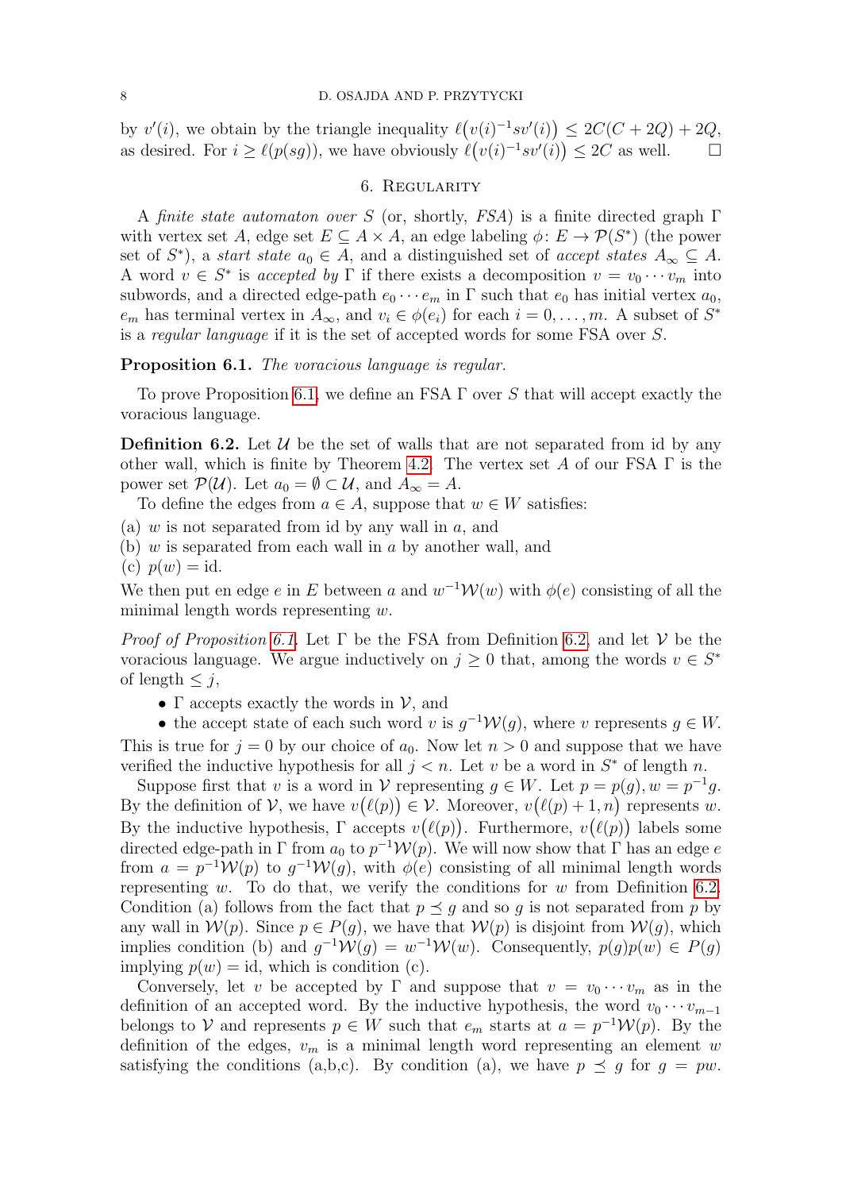by $v'(i)$, we obtain by the triangle inequality $\ell\big(v(i)^{-1}sv'(i)\big) \leq 2C(C+2Q)+2Q$, as desired. For $i \geq \ell(p(sg))$, we have obviously $\ell\big(v(i)^{-1}sv'(i)\big) \leq 2C$ as well. $\square$

## 6. Regularity

A *finite state automaton over* $S$ (or, shortly, *FSA*) is a finite directed graph $\Gamma$ with vertex set $A$, edge set $E \subseteq A \times A$, an edge labeling $\phi\colon E \to \mathcal{P}(S^*)$ (the power set of $S^*$), a *start state* $a_0 \in A$, and a distinguished set of *accept states* $A_\infty \subseteq A$. A word $v \in S^*$ is *accepted by* $\Gamma$ if there exists a decomposition $v = v_0 \cdots v_m$ into subwords, and a directed edge-path $e_0 \cdots e_m$ in $\Gamma$ such that $e_0$ has initial vertex $a_0$, $e_m$ has terminal vertex in $A_\infty$, and $v_i \in \phi(e_i)$ for each $i = 0, \ldots, m$. A subset of $S^*$ is a *regular language* if it is the set of accepted words for some FSA over $S$.

**Proposition 6.1.** *The voracious language is regular.*

To prove Proposition 6.1, we define an FSA $\Gamma$ over $S$ that will accept exactly the voracious language.

**Definition 6.2.** Let $\mathcal{U}$ be the set of walls that are not separated from id by any other wall, which is finite by Theorem 4.2. The vertex set $A$ of our FSA $\Gamma$ is the power set $\mathcal{P}(\mathcal{U})$. Let $a_0 = \emptyset \subset \mathcal{U}$, and $A_\infty = A$.

To define the edges from $a \in A$, suppose that $w \in W$ satisfies:

(a) $w$ is not separated from id by any wall in $a$, and
(b) $w$ is separated from each wall in $a$ by another wall, and
(c) $p(w) = \text{id}$.

We then put en edge $e$ in $E$ between $a$ and $w^{-1}\mathcal{W}(w)$ with $\phi(e)$ consisting of all the minimal length words representing $w$.

*Proof of Proposition 6.1.* Let $\Gamma$ be the FSA from Definition 6.2, and let $\mathcal{V}$ be the voracious language. We argue inductively on $j \geq 0$ that, among the words $v \in S^*$ of length $\leq j$,

- $\Gamma$ accepts exactly the words in $\mathcal{V}$, and
- the accept state of each such word $v$ is $g^{-1}\mathcal{W}(g)$, where $v$ represents $g \in W$.

This is true for $j = 0$ by our choice of $a_0$. Now let $n > 0$ and suppose that we have verified the inductive hypothesis for all $j < n$. Let $v$ be a word in $S^*$ of length $n$.

Suppose first that $v$ is a word in $\mathcal{V}$ representing $g \in W$. Let $p = p(g), w = p^{-1}g$. By the definition of $\mathcal{V}$, we have $v\big(\ell(p)\big) \in \mathcal{V}$. Moreover, $v\big(\ell(p)+1, n\big)$ represents $w$. By the inductive hypothesis, $\Gamma$ accepts $v\big(\ell(p)\big)$. Furthermore, $v\big(\ell(p)\big)$ labels some directed edge-path in $\Gamma$ from $a_0$ to $p^{-1}\mathcal{W}(p)$. We will now show that $\Gamma$ has an edge $e$ from $a = p^{-1}\mathcal{W}(p)$ to $g^{-1}\mathcal{W}(g)$, with $\phi(e)$ consisting of all minimal length words representing $w$. To do that, we verify the conditions for $w$ from Definition 6.2. Condition (a) follows from the fact that $p \preceq g$ and so $g$ is not separated from $p$ by any wall in $\mathcal{W}(p)$. Since $p \in P(g)$, we have that $\mathcal{W}(p)$ is disjoint from $\mathcal{W}(g)$, which implies condition (b) and $g^{-1}\mathcal{W}(g) = w^{-1}\mathcal{W}(w)$. Consequently, $p(g)p(w) \in P(g)$ implying $p(w) = \text{id}$, which is condition (c).

Conversely, let $v$ be accepted by $\Gamma$ and suppose that $v = v_0 \cdots v_m$ as in the definition of an accepted word. By the inductive hypothesis, the word $v_0 \cdots v_{m-1}$ belongs to $\mathcal{V}$ and represents $p \in W$ such that $e_m$ starts at $a = p^{-1}\mathcal{W}(p)$. By the definition of the edges, $v_m$ is a minimal length word representing an element $w$ satisfying the conditions (a,b,c). By condition (a), we have $p \preceq g$ for $g = pw$.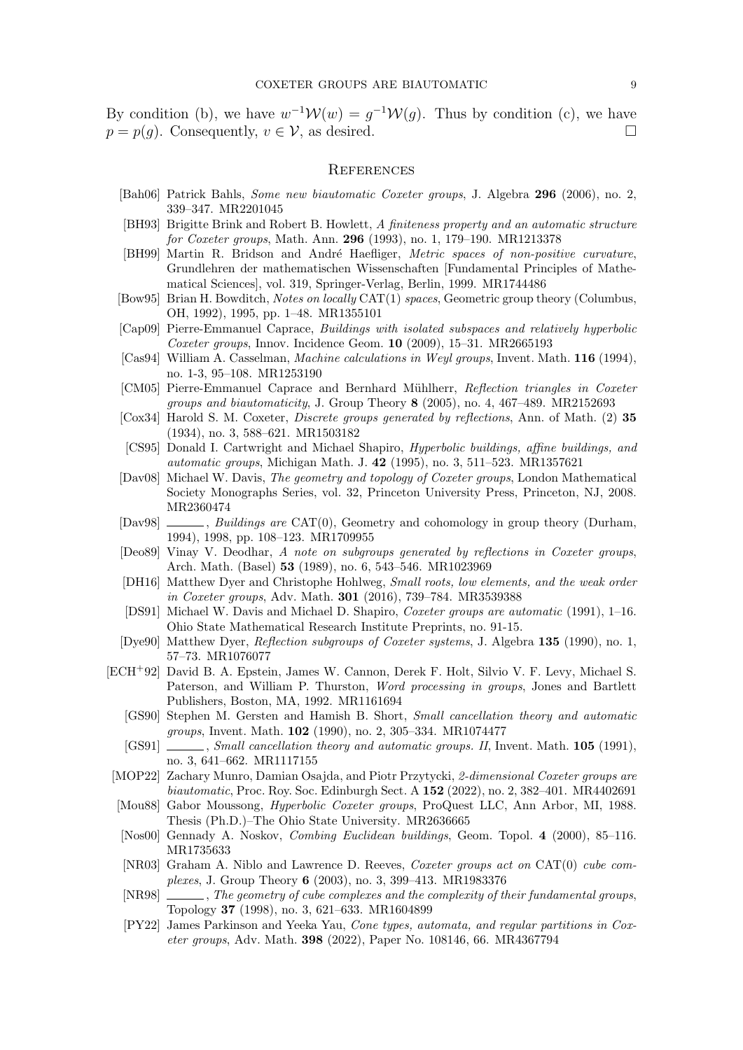By condition (b), we have $w^{-1}\mathcal{W}(w) = g^{-1}\mathcal{W}(g)$. Thus by condition (c), we have $p = p(g)$. Consequently, $v \in \mathcal{V}$, as desired. □

## References

- [Bah06] Patrick Bahls, *Some new biautomatic Coxeter groups*, J. Algebra **296** (2006), no. 2, 339–347. MR2201045
- [BH93] Brigitte Brink and Robert B. Howlett, *A finiteness property and an automatic structure for Coxeter groups*, Math. Ann. **296** (1993), no. 1, 179–190. MR1213378
- [BH99] Martin R. Bridson and André Haefliger, *Metric spaces of non-positive curvature*, Grundlehren der mathematischen Wissenschaften [Fundamental Principles of Mathematical Sciences], vol. 319, Springer-Verlag, Berlin, 1999. MR1744486
- [Bow95] Brian H. Bowditch, *Notes on locally* CAT(1) *spaces*, Geometric group theory (Columbus, OH, 1992), 1995, pp. 1–48. MR1355101
- [Cap09] Pierre-Emmanuel Caprace, *Buildings with isolated subspaces and relatively hyperbolic Coxeter groups*, Innov. Incidence Geom. **10** (2009), 15–31. MR2665193
- [Cas94] William A. Casselman, *Machine calculations in Weyl groups*, Invent. Math. **116** (1994), no. 1-3, 95–108. MR1253190
- [CM05] Pierre-Emmanuel Caprace and Bernhard Mühlherr, *Reflection triangles in Coxeter groups and biautomaticity*, J. Group Theory **8** (2005), no. 4, 467–489. MR2152693
- [Cox34] Harold S. M. Coxeter, *Discrete groups generated by reflections*, Ann. of Math. (2) **35** (1934), no. 3, 588–621. MR1503182
- [CS95] Donald I. Cartwright and Michael Shapiro, *Hyperbolic buildings, affine buildings, and automatic groups*, Michigan Math. J. **42** (1995), no. 3, 511–523. MR1357621
- [Dav08] Michael W. Davis, *The geometry and topology of Coxeter groups*, London Mathematical Society Monographs Series, vol. 32, Princeton University Press, Princeton, NJ, 2008. MR2360474
- [Dav98] ______, *Buildings are* CAT(0), Geometry and cohomology in group theory (Durham, 1994), 1998, pp. 108–123. MR1709955
- [Deo89] Vinay V. Deodhar, *A note on subgroups generated by reflections in Coxeter groups*, Arch. Math. (Basel) **53** (1989), no. 6, 543–546. MR1023969
- [DH16] Matthew Dyer and Christophe Hohlweg, *Small roots, low elements, and the weak order in Coxeter groups*, Adv. Math. **301** (2016), 739–784. MR3539388
- [DS91] Michael W. Davis and Michael D. Shapiro, *Coxeter groups are automatic* (1991), 1–16. Ohio State Mathematical Research Institute Preprints, no. 91-15.
- [Dye90] Matthew Dyer, *Reflection subgroups of Coxeter systems*, J. Algebra **135** (1990), no. 1, 57–73. MR1076077
- [ECH+92] David B. A. Epstein, James W. Cannon, Derek F. Holt, Silvio V. F. Levy, Michael S. Paterson, and William P. Thurston, *Word processing in groups*, Jones and Bartlett Publishers, Boston, MA, 1992. MR1161694
- [GS90] Stephen M. Gersten and Hamish B. Short, *Small cancellation theory and automatic groups*, Invent. Math. **102** (1990), no. 2, 305–334. MR1074477
- [GS91] ______, *Small cancellation theory and automatic groups. II*, Invent. Math. **105** (1991), no. 3, 641–662. MR1117155
- [MOP22] Zachary Munro, Damian Osajda, and Piotr Przytycki, *2-dimensional Coxeter groups are biautomatic*, Proc. Roy. Soc. Edinburgh Sect. A **152** (2022), no. 2, 382–401. MR4402691
- [Mou88] Gabor Moussong, *Hyperbolic Coxeter groups*, ProQuest LLC, Ann Arbor, MI, 1988. Thesis (Ph.D.)–The Ohio State University. MR2636665
- [Nos00] Gennady A. Noskov, *Combing Euclidean buildings*, Geom. Topol. **4** (2000), 85–116. MR1735633
- [NR03] Graham A. Niblo and Lawrence D. Reeves, *Coxeter groups act on* CAT(0) *cube complexes*, J. Group Theory **6** (2003), no. 3, 399–413. MR1983376
- [NR98] ______, *The geometry of cube complexes and the complexity of their fundamental groups*, Topology **37** (1998), no. 3, 621–633. MR1604899
- [PY22] James Parkinson and Yeeka Yau, *Cone types, automata, and regular partitions in Coxeter groups*, Adv. Math. **398** (2022), Paper No. 108146, 66. MR4367794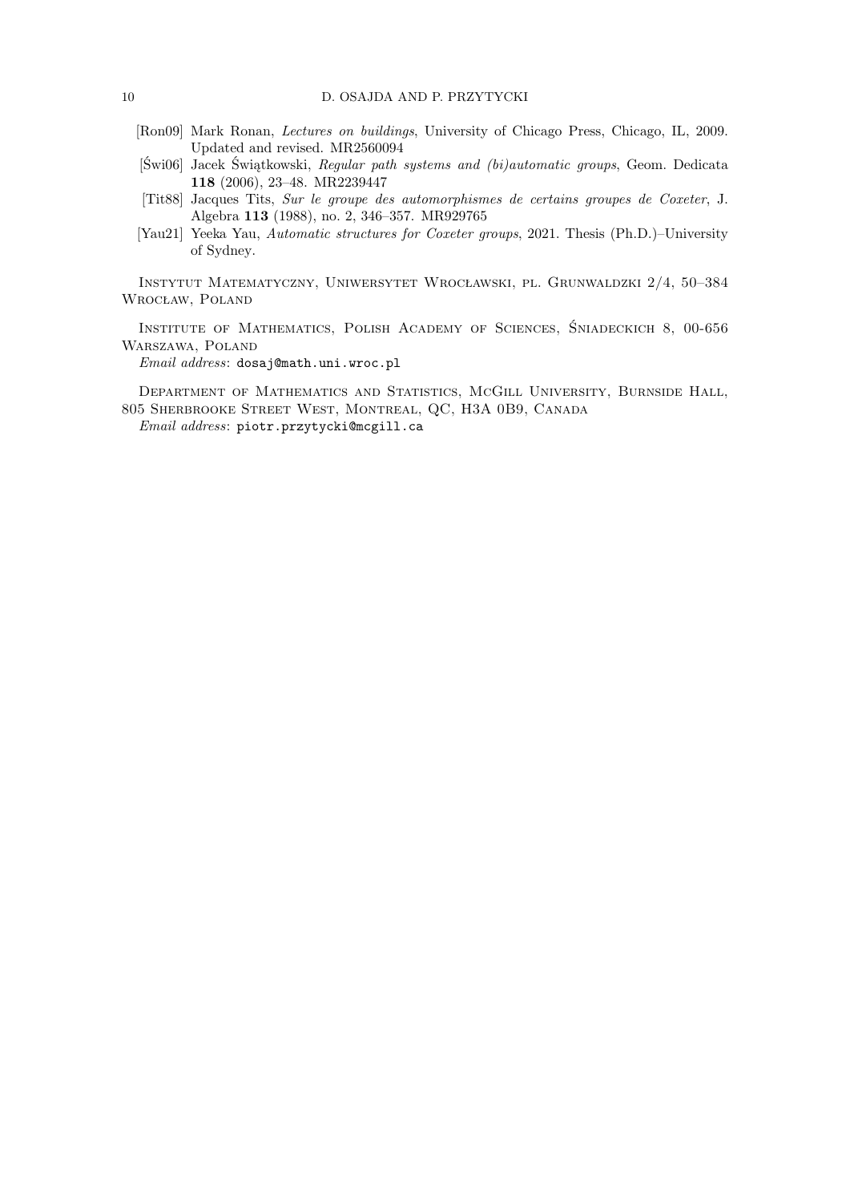- [Ron09] Mark Ronan, *Lectures on buildings*, University of Chicago Press, Chicago, IL, 2009. Updated and revised. MR2560094
- [Świ06] Jacek Świątkowski, *Regular path systems and (bi)automatic groups*, Geom. Dedicata **118** (2006), 23–48. MR2239447
- [Tit88] Jacques Tits, *Sur le groupe des automorphismes de certains groupes de Coxeter*, J. Algebra **113** (1988), no. 2, 346–357. MR929765
- [Yau21] Yeeka Yau, *Automatic structures for Coxeter groups*, 2021. Thesis (Ph.D.)–University of Sydney.

Instytut Matematyczny, Uniwersytet Wrocławski, pl. Grunwaldzki 2/4, 50–384 Wrocław, Poland

Institute of Mathematics, Polish Academy of Sciences, Śniadeckich 8, 00-656 Warszawa, Poland

*Email address*: dosaj@math.uni.wroc.pl

Department of Mathematics and Statistics, McGill University, Burnside Hall, 805 Sherbrooke Street West, Montreal, QC, H3A 0B9, Canada

*Email address*: piotr.przytycki@mcgill.ca